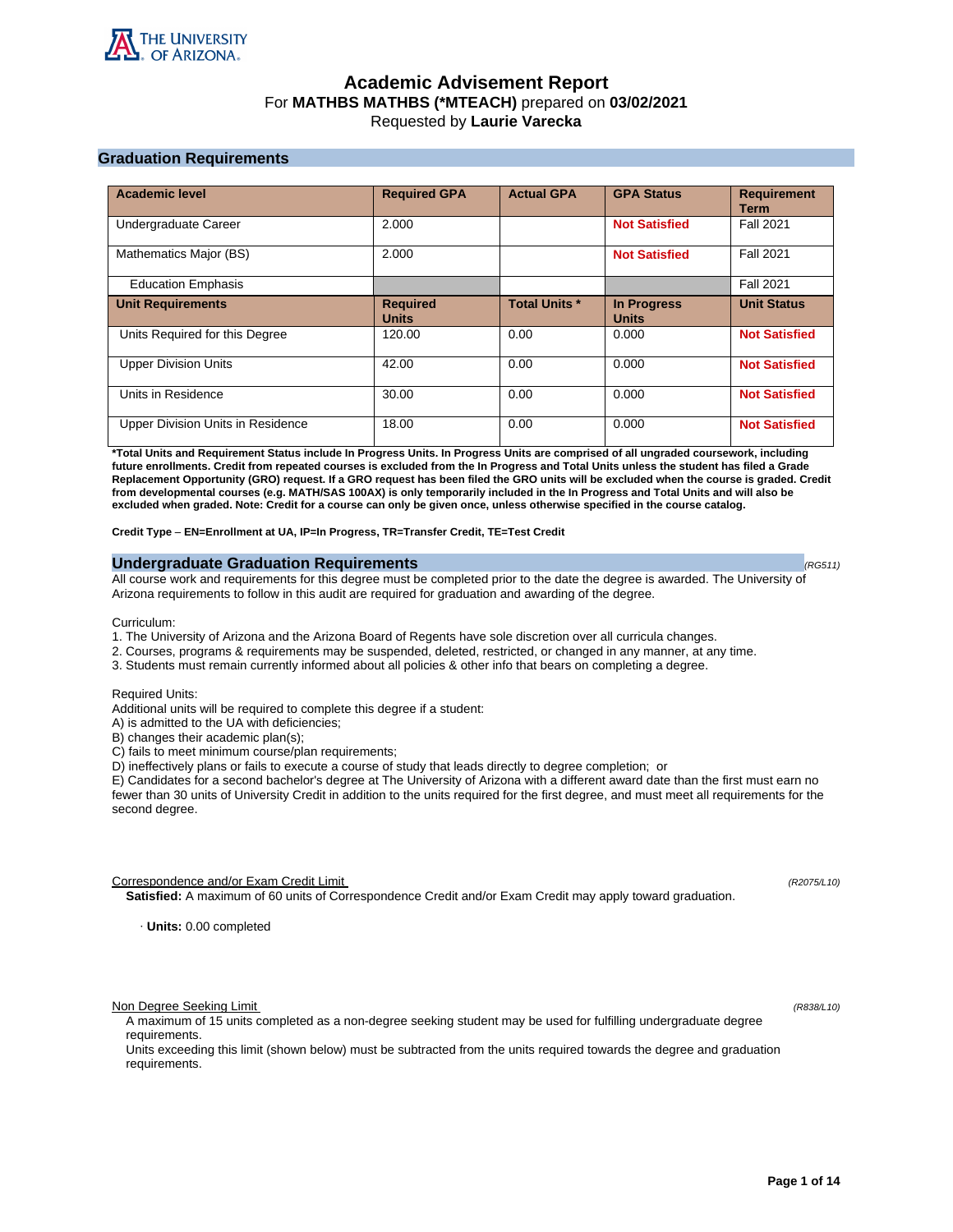# Academic Advisement Report

For **MATHBS MATHBS (*MTEACH)** prepared on **03/02/2021**

Requested by **Laurie Varecka**

## Graduation Requirements

| Academic level | Required GPA | Actual GPA | GPA Status | Requirement Term |
|---|---|---|---|---|
| Undergraduate Career | 2.000 | | **Not Satisfied** | Fall 2021 |
| Mathematics Major (BS) | 2.000 | | **Not Satisfied** | Fall 2021 |
| Education Emphasis | | | | Fall 2021 |
| **Unit Requirements** | **Required Units** | **Total Units *** | **In Progress Units** | **Unit Status** |
| Units Required for this Degree | 120.00 | 0.00 | 0.000 | **Not Satisfied** |
| Upper Division Units | 42.00 | 0.00 | 0.000 | **Not Satisfied** |
| Units in Residence | 30.00 | 0.00 | 0.000 | **Not Satisfied** |
| Upper Division Units in Residence | 18.00 | 0.00 | 0.000 | **Not Satisfied** |

***Total Units and Requirement Status include In Progress Units. In Progress Units are comprised of all ungraded coursework, including future enrollments. Credit from repeated courses is excluded from the In Progress and Total Units unless the student has filed a Grade Replacement Opportunity (GRO) request. If a GRO request has been filed the GRO units will be excluded when the course is graded. Credit from developmental courses (e.g. MATH/SAS 100AX) is only temporarily included in the In Progress and Total Units and will also be excluded when graded. Note: Credit for a course can only be given once, unless otherwise specified in the course catalog.**

**Credit Type – EN=Enrollment at UA, IP=In Progress, TR=Transfer Credit, TE=Test Credit**

## Undergraduate Graduation Requirements

*(RG511)*

All course work and requirements for this degree must be completed prior to the date the degree is awarded. The University of Arizona requirements to follow in this audit are required for graduation and awarding of the degree.

Curriculum:

1. The University of Arizona and the Arizona Board of Regents have sole discretion over all curricula changes.
2. Courses, programs & requirements may be suspended, deleted, restricted, or changed in any manner, at any time.
3. Students must remain currently informed about all policies & other info that bears on completing a degree.

Required Units:

Additional units will be required to complete this degree if a student:

A) is admitted to the UA with deficiencies;

B) changes their academic plan(s);

C) fails to meet minimum course/plan requirements;

D) ineffectively plans or fails to execute a course of study that leads directly to degree completion; or

E) Candidates for a second bachelor's degree at The University of Arizona with a different award date than the first must earn no fewer than 30 units of University Credit in addition to the units required for the first degree, and must meet all requirements for the second degree.

Correspondence and/or Exam Credit Limit *(R2075/L10)*

**Satisfied:** A maximum of 60 units of Correspondence Credit and/or Exam Credit may apply toward graduation.

· **Units:** 0.00 completed

Non Degree Seeking Limit *(R838/L10)*

A maximum of 15 units completed as a non-degree seeking student may be used for fulfilling undergraduate degree requirements.

Units exceeding this limit (shown below) must be subtracted from the units required towards the degree and graduation requirements.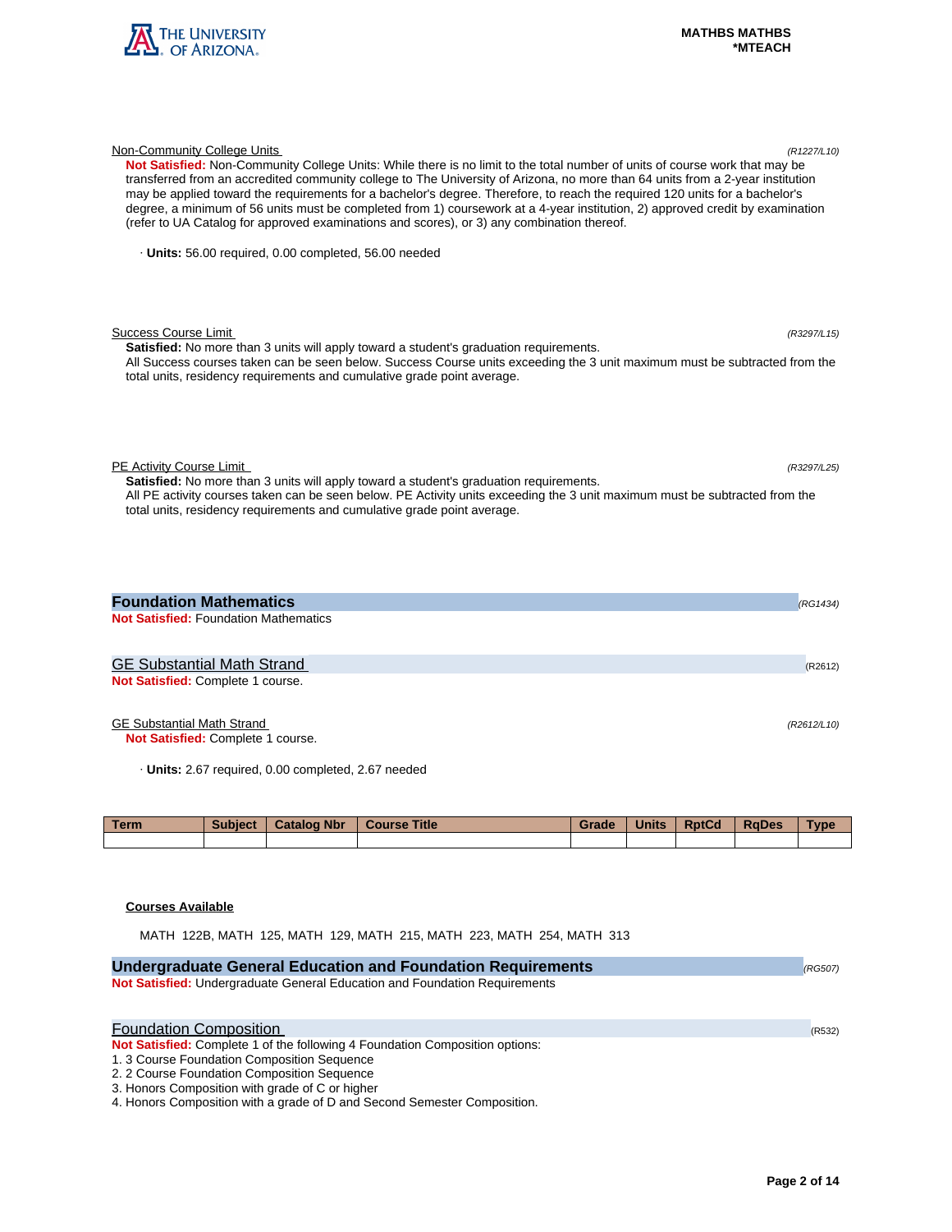Non-Community College Units *(R1227/L10)*

**Not Satisfied:** Non-Community College Units: While there is no limit to the total number of units of course work that may be transferred from an accredited community college to The University of Arizona, no more than 64 units from a 2-year institution may be applied toward the requirements for a bachelor's degree. Therefore, to reach the required 120 units for a bachelor's degree, a minimum of 56 units must be completed from 1) coursework at a 4-year institution, 2) approved credit by examination (refer to UA Catalog for approved examinations and scores), or 3) any combination thereof.

· **Units:** 56.00 required, 0.00 completed, 56.00 needed

Success Course Limit *(R3297/L15)*

**Satisfied:** No more than 3 units will apply toward a student's graduation requirements.
All Success courses taken can be seen below. Success Course units exceeding the 3 unit maximum must be subtracted from the total units, residency requirements and cumulative grade point average.

PE Activity Course Limit *(R3297/L25)*

**Satisfied:** No more than 3 units will apply toward a student's graduation requirements.
All PE activity courses taken can be seen below. PE Activity units exceeding the 3 unit maximum must be subtracted from the total units, residency requirements and cumulative grade point average.

## Foundation Mathematics *(RG1434)*

**Not Satisfied:** Foundation Mathematics

### GE Substantial Math Strand (R2612)

**Not Satisfied:** Complete 1 course.

GE Substantial Math Strand *(R2612/L10)*

**Not Satisfied:** Complete 1 course.

· **Units:** 2.67 required, 0.00 completed, 2.67 needed

| Term | Subject | Catalog Nbr | Course Title | Grade | Units | RptCd | RqDes | Type |
|---|---|---|---|---|---|---|---|---|
| | | | | | | | | |

**Courses Available**

MATH 122B, MATH 125, MATH 129, MATH 215, MATH 223, MATH 254, MATH 313

## Undergraduate General Education and Foundation Requirements *(RG507)*

**Not Satisfied:** Undergraduate General Education and Foundation Requirements

### Foundation Composition (R532)

**Not Satisfied:** Complete 1 of the following 4 Foundation Composition options:

1. 3 Course Foundation Composition Sequence
2. 2 Course Foundation Composition Sequence
3. Honors Composition with grade of C or higher
4. Honors Composition with a grade of D and Second Semester Composition.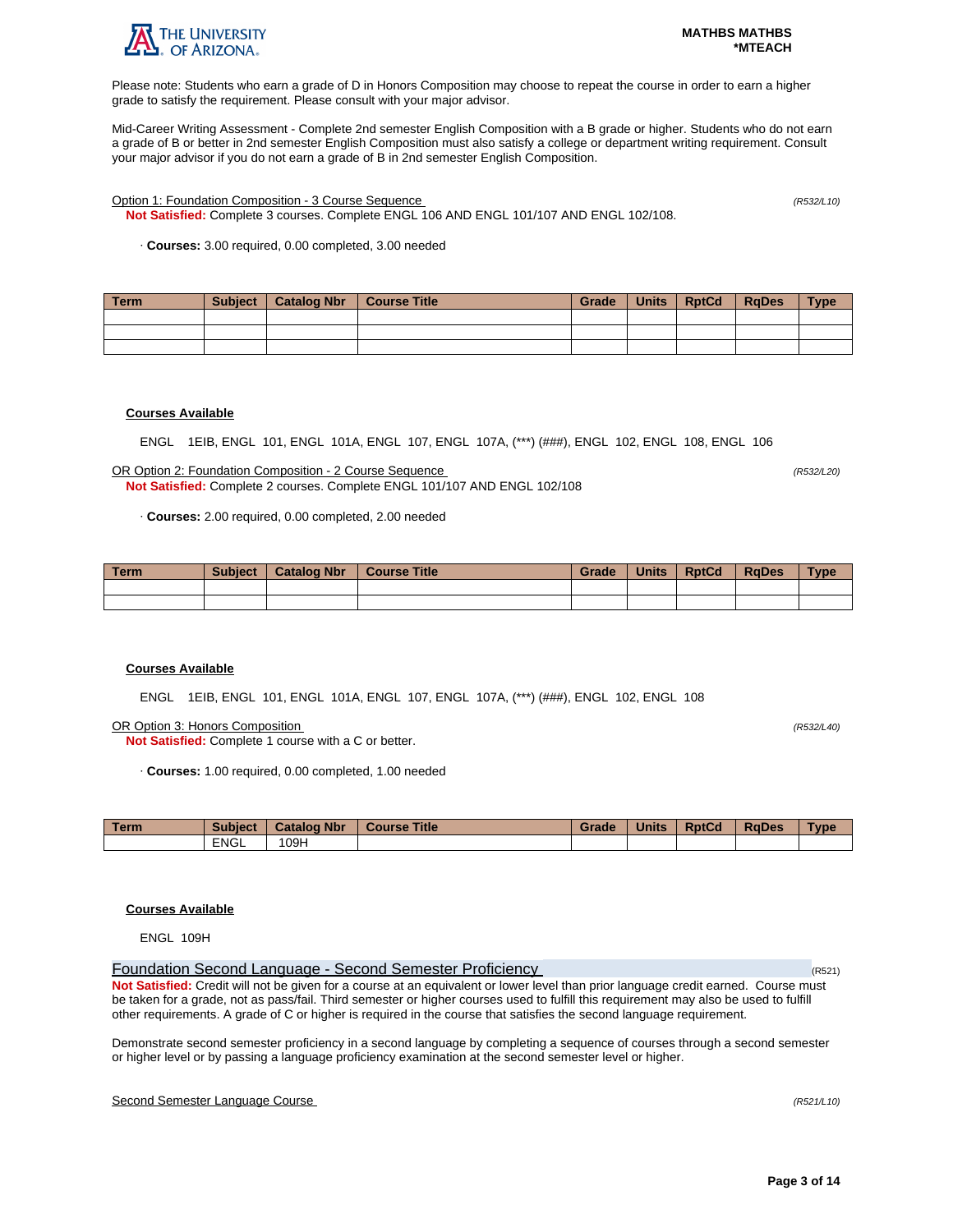Please note: Students who earn a grade of D in Honors Composition may choose to repeat the course in order to earn a higher grade to satisfy the requirement. Please consult with your major advisor.

Mid-Career Writing Assessment - Complete 2nd semester English Composition with a B grade or higher. Students who do not earn a grade of B or better in 2nd semester English Composition must also satisfy a college or department writing requirement. Consult your major advisor if you do not earn a grade of B in 2nd semester English Composition.

Option 1: Foundation Composition - 3 Course Sequence *(R532/L10)*

**Not Satisfied:** Complete 3 courses. Complete ENGL 106 AND ENGL 101/107 AND ENGL 102/108.

· **Courses:** 3.00 required, 0.00 completed, 3.00 needed

| Term | Subject | Catalog Nbr | Course Title | Grade | Units | RptCd | RqDes | Type |
|---|---|---|---|---|---|---|---|---|
| | | | | | | | | |
| | | | | | | | | |
| | | | | | | | | |

**Courses Available**

ENGL 1EIB, ENGL 101, ENGL 101A, ENGL 107, ENGL 107A, (***) (###), ENGL 102, ENGL 108, ENGL 106

OR Option 2: Foundation Composition - 2 Course Sequence *(R532/L20)*

**Not Satisfied:** Complete 2 courses. Complete ENGL 101/107 AND ENGL 102/108

· **Courses:** 2.00 required, 0.00 completed, 2.00 needed

| Term | Subject | Catalog Nbr | Course Title | Grade | Units | RptCd | RqDes | Type |
|---|---|---|---|---|---|---|---|---|
| | | | | | | | | |
| | | | | | | | | |

**Courses Available**

ENGL 1EIB, ENGL 101, ENGL 101A, ENGL 107, ENGL 107A, (***) (###), ENGL 102, ENGL 108

OR Option 3: Honors Composition *(R532/L40)*

**Not Satisfied:** Complete 1 course with a C or better.

· **Courses:** 1.00 required, 0.00 completed, 1.00 needed

| Term | Subject | Catalog Nbr | Course Title | Grade | Units | RptCd | RqDes | Type |
|---|---|---|---|---|---|---|---|---|
| | ENGL | 109H | | | | | | |

**Courses Available**

ENGL 109H

## Foundation Second Language - Second Semester Proficiency (R521)

**Not Satisfied:** Credit will not be given for a course at an equivalent or lower level than prior language credit earned. Course must be taken for a grade, not as pass/fail. Third semester or higher courses used to fulfill this requirement may also be used to fulfill other requirements. A grade of C or higher is required in the course that satisfies the second language requirement.

Demonstrate second semester proficiency in a second language by completing a sequence of courses through a second semester or higher level or by passing a language proficiency examination at the second semester level or higher.

Second Semester Language Course *(R521/L10)*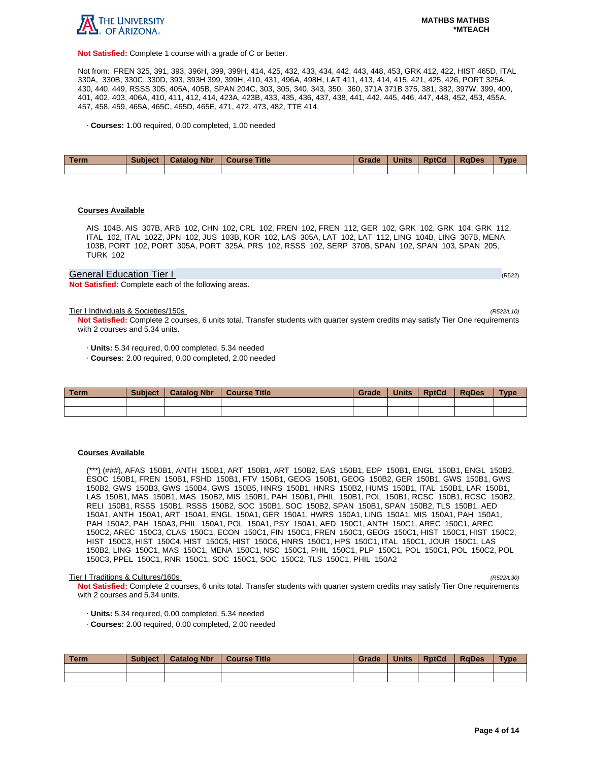**Not Satisfied:** Complete 1 course with a grade of C or better.

Not from: FREN 325, 391, 393, 396H, 399, 399H, 414, 425, 432, 433, 434, 442, 443, 448, 453, GRK 412, 422, HIST 465D, ITAL 330A, 330B, 330C, 330D, 393, 393H 399, 399H, 410, 431, 496A, 498H, LAT 411, 413, 414, 415, 421, 425, 426, PORT 325A, 430, 440, 449, RSSS 305, 405A, 405B, SPAN 204C, 303, 305, 340, 343, 350, 360, 371A 371B 375, 381, 382, 397W, 399, 400, 401, 402, 403, 406A, 410, 411, 412, 414, 423A, 423B, 433, 435, 436, 437, 438, 441, 442, 445, 446, 447, 448, 452, 453, 455A, 457, 458, 459, 465A, 465C, 465D, 465E, 471, 472, 473, 482, TTE 414.

- **Courses:** 1.00 required, 0.00 completed, 1.00 needed

| Term | Subject | Catalog Nbr | Course Title | Grade | Units | RptCd | RqDes | Type |
|---|---|---|---|---|---|---|---|---|
| | | | | | | | | |

**Courses Available**

AIS 104B, AIS 307B, ARB 102, CHN 102, CRL 102, FREN 102, FREN 112, GER 102, GRK 102, GRK 104, GRK 112, ITAL 102, ITAL 102Z, JPN 102, JUS 103B, KOR 102, LAS 305A, LAT 102, LAT 112, LING 104B, LING 307B, MENA 103B, PORT 102, PORT 305A, PORT 325A, PRS 102, RSSS 102, SERP 370B, SPAN 102, SPAN 103, SPAN 205, TURK 102

## General Education Tier I (R522)

**Not Satisfied:** Complete each of the following areas.

### Tier I Individuals & Societies/150s (R522/L10)

**Not Satisfied:** Complete 2 courses, 6 units total. Transfer students with quarter system credits may satisfy Tier One requirements with 2 courses and 5.34 units.

- **Units:** 5.34 required, 0.00 completed, 5.34 needed
- **Courses:** 2.00 required, 0.00 completed, 2.00 needed

| Term | Subject | Catalog Nbr | Course Title | Grade | Units | RptCd | RqDes | Type |
|---|---|---|---|---|---|---|---|---|
| | | | | | | | | |
| | | | | | | | | |

**Courses Available**

(***) (###), AFAS 150B1, ANTH 150B1, ART 150B1, ART 150B2, EAS 150B1, EDP 150B1, ENGL 150B1, ENGL 150B2, ESOC 150B1, FREN 150B1, FSHD 150B1, FTV 150B1, GEOG 150B1, GEOG 150B2, GER 150B1, GWS 150B1, GWS 150B2, GWS 150B3, GWS 150B4, GWS 150B5, HNRS 150B1, HNRS 150B2, HUMS 150B1, ITAL 150B1, LAR 150B1, LAS 150B1, MAS 150B1, MAS 150B2, MIS 150B1, PAH 150B1, PHIL 150B1, POL 150B1, RCSC 150B1, RCSC 150B2, RELI 150B1, RSSS 150B1, RSSS 150B2, SOC 150B1, SOC 150B2, SPAN 150B1, SPAN 150B2, TLS 150B1, AED 150A1, ANTH 150A1, ART 150A1, ENGL 150A1, GER 150A1, HWRS 150A1, LING 150A1, MIS 150A1, PAH 150A1, PAH 150A2, PAH 150A3, PHIL 150A1, POL 150A1, PSY 150A1, AED 150C1, ANTH 150C1, AREC 150C1, AREC 150C2, AREC 150C3, CLAS 150C1, ECON 150C1, FIN 150C1, FREN 150C1, GEOG 150C1, HIST 150C1, HIST 150C2, HIST 150C3, HIST 150C4, HIST 150C5, HIST 150C6, HNRS 150C1, HPS 150C1, ITAL 150C1, JOUR 150C1, LAS 150B2, LING 150C1, MAS 150C1, MENA 150C1, NSC 150C1, PHIL 150C1, PLP 150C1, POL 150C1, POL 150C2, POL 150C3, PPEL 150C1, RNR 150C1, SOC 150C1, SOC 150C2, TLS 150C1, PHIL 150A2

### Tier I Traditions & Cultures/160s (R522/L30)

**Not Satisfied:** Complete 2 courses, 6 units total. Transfer students with quarter system credits may satisfy Tier One requirements with 2 courses and 5.34 units.

- **Units:** 5.34 required, 0.00 completed, 5.34 needed
- **Courses:** 2.00 required, 0.00 completed, 2.00 needed

| Term | Subject | Catalog Nbr | Course Title | Grade | Units | RptCd | RqDes | Type |
|---|---|---|---|---|---|---|---|---|
| | | | | | | | | |
| | | | | | | | | |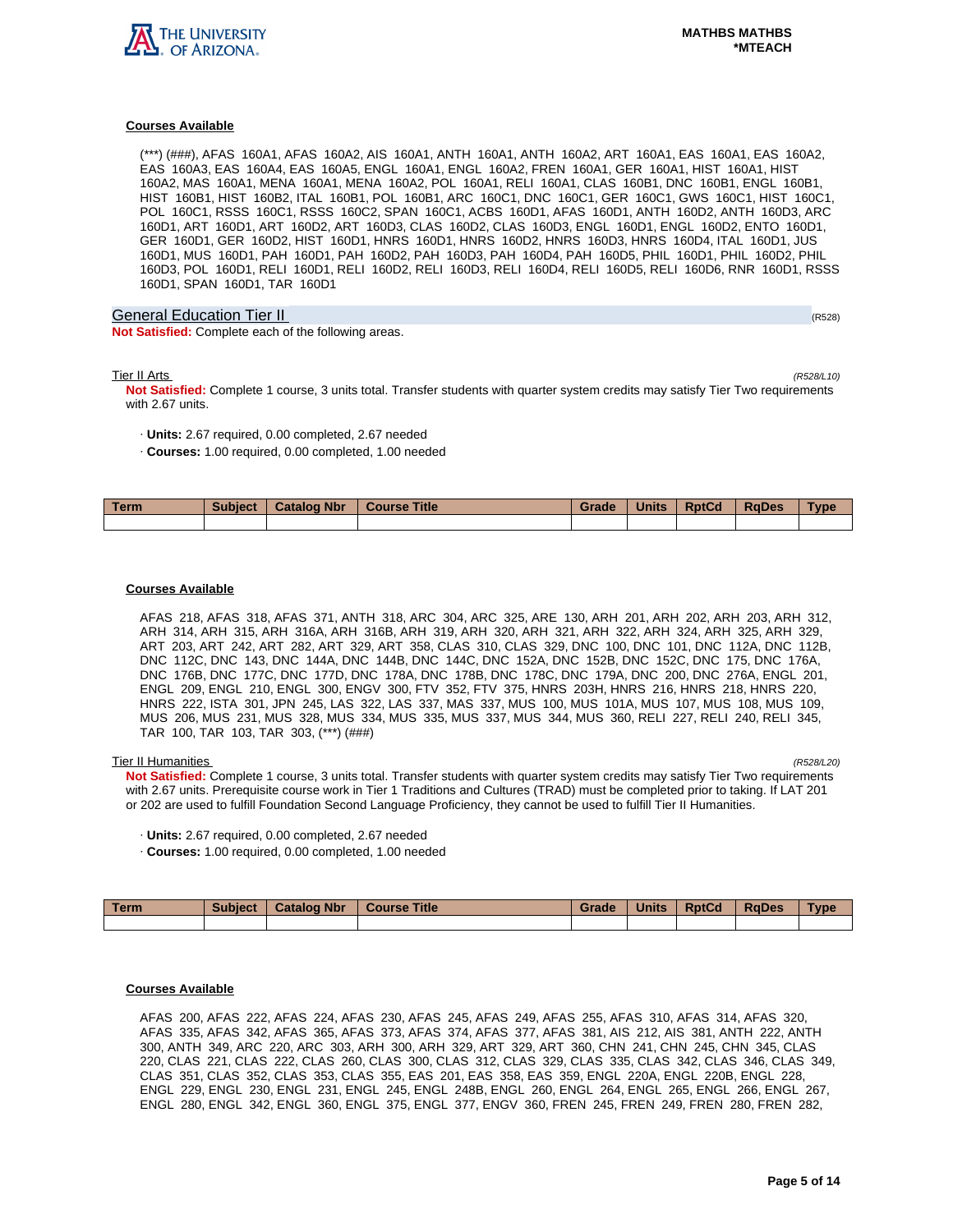#### Courses Available

(***) (###), AFAS 160A1, AFAS 160A2, AIS 160A1, ANTH 160A1, ANTH 160A2, ART 160A1, EAS 160A1, EAS 160A2, EAS 160A3, EAS 160A4, EAS 160A5, ENGL 160A1, ENGL 160A2, FREN 160A1, GER 160A1, HIST 160A1, HIST 160A2, MAS 160A1, MENA 160A1, MENA 160A2, POL 160A1, RELI 160A1, CLAS 160B1, DNC 160B1, ENGL 160B1, HIST 160B1, HIST 160B2, ITAL 160B1, POL 160B1, ARC 160C1, DNC 160C1, GER 160C1, GWS 160C1, HIST 160C1, POL 160C1, RSSS 160C1, RSSS 160C2, SPAN 160C1, ACBS 160D1, AFAS 160D1, ANTH 160D2, ANTH 160D3, ARC 160D1, ART 160D1, ART 160D2, ART 160D3, CLAS 160D2, CLAS 160D3, ENGL 160D1, ENGL 160D2, ENTO 160D1, GER 160D1, GER 160D2, HIST 160D1, HNRS 160D1, HNRS 160D2, HNRS 160D3, HNRS 160D4, ITAL 160D1, JUS 160D1, MUS 160D1, PAH 160D1, PAH 160D2, PAH 160D3, PAH 160D4, PAH 160D5, PHIL 160D1, PHIL 160D2, PHIL 160D3, POL 160D1, RELI 160D1, RELI 160D2, RELI 160D3, RELI 160D4, RELI 160D5, RELI 160D6, RNR 160D1, RSSS 160D1, SPAN 160D1, TAR 160D1

## General Education Tier II (R528)

**Not Satisfied:** Complete each of the following areas.

### Tier II Arts *(R528/L10)*

**Not Satisfied:** Complete 1 course, 3 units total. Transfer students with quarter system credits may satisfy Tier Two requirements with 2.67 units.

- **Units:** 2.67 required, 0.00 completed, 2.67 needed
- **Courses:** 1.00 required, 0.00 completed, 1.00 needed

| Term | Subject | Catalog Nbr | Course Title | Grade | Units | RptCd | RqDes | Type |
|---|---|---|---|---|---|---|---|---|
| | | | | | | | | |

#### Courses Available

AFAS 218, AFAS 318, AFAS 371, ANTH 318, ARC 304, ARC 325, ARE 130, ARH 201, ARH 202, ARH 203, ARH 312, ARH 314, ARH 315, ARH 316A, ARH 316B, ARH 319, ARH 320, ARH 321, ARH 322, ARH 324, ARH 325, ARH 329, ART 203, ART 242, ART 282, ART 329, ART 358, CLAS 310, CLAS 329, DNC 100, DNC 101, DNC 112A, DNC 112B, DNC 112C, DNC 143, DNC 144A, DNC 144B, DNC 144C, DNC 152A, DNC 152B, DNC 152C, DNC 175, DNC 176A, DNC 176B, DNC 177C, DNC 177D, DNC 178A, DNC 178B, DNC 178C, DNC 179A, DNC 200, DNC 276A, ENGL 201, ENGL 209, ENGL 210, ENGL 300, ENGV 300, FTV 352, FTV 375, HNRS 203H, HNRS 216, HNRS 218, HNRS 220, HNRS 222, ISTA 301, JPN 245, LAS 322, LAS 337, MAS 337, MUS 100, MUS 101A, MUS 107, MUS 108, MUS 109, MUS 206, MUS 231, MUS 328, MUS 334, MUS 335, MUS 337, MUS 344, MUS 360, RELI 227, RELI 240, RELI 345, TAR 100, TAR 103, TAR 303, (***) (###)

### Tier II Humanities *(R528/L20)*

**Not Satisfied:** Complete 1 course, 3 units total. Transfer students with quarter system credits may satisfy Tier Two requirements with 2.67 units. Prerequisite course work in Tier 1 Traditions and Cultures (TRAD) must be completed prior to taking. If LAT 201 or 202 are used to fulfill Foundation Second Language Proficiency, they cannot be used to fulfill Tier II Humanities.

- **Units:** 2.67 required, 0.00 completed, 2.67 needed
- **Courses:** 1.00 required, 0.00 completed, 1.00 needed

| Term | Subject | Catalog Nbr | Course Title | Grade | Units | RptCd | RqDes | Type |
|---|---|---|---|---|---|---|---|---|
| | | | | | | | | |

#### Courses Available

AFAS 200, AFAS 222, AFAS 224, AFAS 230, AFAS 245, AFAS 249, AFAS 255, AFAS 310, AFAS 314, AFAS 320, AFAS 335, AFAS 342, AFAS 365, AFAS 373, AFAS 374, AFAS 377, AFAS 381, AIS 212, AIS 381, ANTH 222, ANTH 300, ANTH 349, ARC 220, ARC 303, ARH 300, ARH 329, ART 329, ART 360, CHN 241, CHN 245, CHN 345, CLAS 220, CLAS 221, CLAS 222, CLAS 260, CLAS 300, CLAS 312, CLAS 329, CLAS 335, CLAS 342, CLAS 346, CLAS 349, CLAS 351, CLAS 352, CLAS 353, CLAS 355, EAS 201, EAS 358, EAS 359, ENGL 220A, ENGL 220B, ENGL 228, ENGL 229, ENGL 230, ENGL 231, ENGL 245, ENGL 248B, ENGL 260, ENGL 264, ENGL 265, ENGL 266, ENGL 267, ENGL 280, ENGL 342, ENGL 360, ENGL 375, ENGL 377, ENGV 360, FREN 245, FREN 249, FREN 280, FREN 282,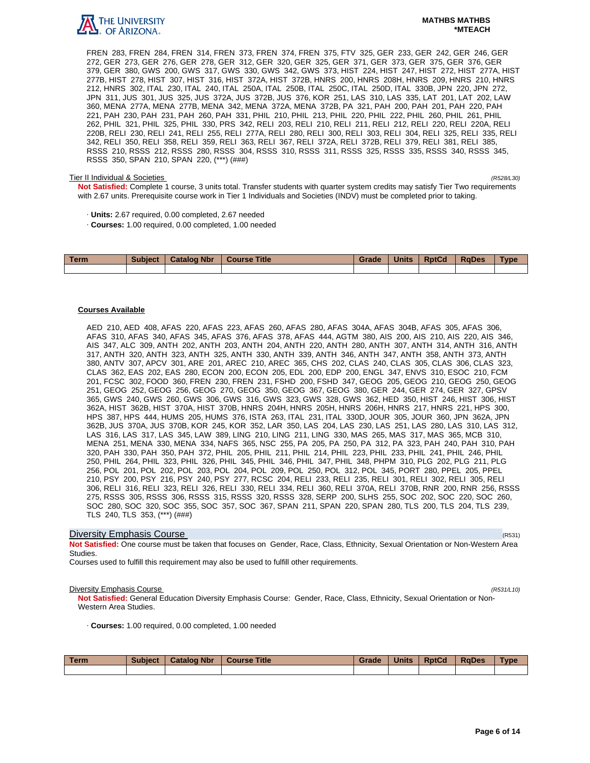FREN 283, FREN 284, FREN 314, FREN 373, FREN 374, FREN 375, FTV 325, GER 233, GER 242, GER 246, GER 272, GER 273, GER 276, GER 278, GER 312, GER 320, GER 325, GER 371, GER 373, GER 375, GER 376, GER 379, GER 380, GWS 200, GWS 317, GWS 330, GWS 342, GWS 373, HIST 224, HIST 247, HIST 272, HIST 277A, HIST 277B, HIST 278, HIST 307, HIST 316, HIST 372A, HIST 372B, HNRS 200, HNRS 208H, HNRS 209, HNRS 210, HNRS 212, HNRS 302, ITAL 230, ITAL 240, ITAL 250A, ITAL 250B, ITAL 250C, ITAL 250D, ITAL 330B, JPN 220, JPN 272, JPN 311, JUS 301, JUS 325, JUS 372A, JUS 372B, JUS 376, KOR 251, LAS 310, LAS 335, LAT 201, LAT 202, LAW 360, MENA 277A, MENA 277B, MENA 342, MENA 372A, MENA 372B, PA 321, PAH 200, PAH 201, PAH 220, PAH 221, PAH 230, PAH 231, PAH 260, PAH 331, PHIL 210, PHIL 213, PHIL 220, PHIL 222, PHIL 260, PHIL 261, PHIL 262, PHIL 321, PHIL 325, PHIL 330, PRS 342, RELI 203, RELI 210, RELI 211, RELI 212, RELI 220, RELI 220A, RELI 220B, RELI 230, RELI 241, RELI 255, RELI 277A, RELI 280, RELI 300, RELI 303, RELI 304, RELI 325, RELI 335, RELI 342, RELI 350, RELI 358, RELI 359, RELI 363, RELI 367, RELI 372A, RELI 372B, RELI 379, RELI 381, RELI 385, RSSS 210, RSSS 212, RSSS 280, RSSS 304, RSSS 310, RSSS 311, RSSS 325, RSSS 335, RSSS 340, RSSS 345, RSSS 350, SPAN 210, SPAN 220, (***) (###)

Tier II Individual & Societies *(R528/L30)*

**Not Satisfied:** Complete 1 course, 3 units total. Transfer students with quarter system credits may satisfy Tier Two requirements with 2.67 units. Prerequisite course work in Tier 1 Individuals and Societies (INDV) must be completed prior to taking.

· **Units:** 2.67 required, 0.00 completed, 2.67 needed

· **Courses:** 1.00 required, 0.00 completed, 1.00 needed

| Term | Subject | Catalog Nbr | Course Title | Grade | Units | RptCd | RqDes | Type |
|---|---|---|---|---|---|---|---|---|
| | | | | | | | | |

**Courses Available**

AED 210, AED 408, AFAS 220, AFAS 223, AFAS 260, AFAS 280, AFAS 304A, AFAS 304B, AFAS 305, AFAS 306, AFAS 310, AFAS 340, AFAS 345, AFAS 376, AFAS 378, AFAS 444, AGTM 380, AIS 200, AIS 210, AIS 220, AIS 346, AIS 347, ALC 309, ANTH 202, ANTH 203, ANTH 204, ANTH 220, ANTH 280, ANTH 307, ANTH 314, ANTH 316, ANTH 317, ANTH 320, ANTH 323, ANTH 325, ANTH 330, ANTH 339, ANTH 346, ANTH 347, ANTH 358, ANTH 373, ANTH 380, ANTV 307, APCV 301, ARE 201, AREC 210, AREC 365, CHS 202, CLAS 240, CLAS 305, CLAS 306, CLAS 323, CLAS 362, EAS 202, EAS 280, ECON 200, ECON 205, EDL 200, EDP 200, ENGL 347, ENVS 310, ESOC 210, FCM 201, FCSC 302, FOOD 360, FREN 230, FREN 231, FSHD 200, FSHD 347, GEOG 205, GEOG 210, GEOG 250, GEOG 251, GEOG 252, GEOG 256, GEOG 270, GEOG 350, GEOG 367, GEOG 380, GER 244, GER 274, GER 327, GPSV 365, GWS 240, GWS 260, GWS 306, GWS 316, GWS 323, GWS 328, GWS 362, HED 350, HIST 246, HIST 306, HIST 362A, HIST 362B, HIST 370A, HIST 370B, HNRS 204H, HNRS 205H, HNRS 206H, HNRS 217, HNRS 221, HPS 300, HPS 387, HPS 444, HUMS 205, HUMS 376, ISTA 263, ITAL 231, ITAL 330D, JOUR 305, JOUR 360, JPN 362A, JPN 362B, JUS 370A, JUS 370B, KOR 245, KOR 352, LAR 350, LAS 204, LAS 230, LAS 251, LAS 280, LAS 310, LAS 312, LAS 316, LAS 317, LAS 345, LAW 389, LING 210, LING 211, LING 330, MAS 265, MAS 317, MAS 365, MCB 310, MENA 251, MENA 330, MENA 334, NAFS 365, NSC 255, PA 205, PA 250, PA 312, PA 323, PAH 240, PAH 310, PAH 320, PAH 330, PAH 350, PAH 372, PHIL 205, PHIL 211, PHIL 214, PHIL 223, PHIL 233, PHIL 241, PHIL 246, PHIL 250, PHIL 264, PHIL 323, PHIL 326, PHIL 345, PHIL 346, PHIL 347, PHIL 348, PHPM 310, PLG 202, PLG 211, PLG 256, POL 201, POL 202, POL 203, POL 204, POL 209, POL 250, POL 312, POL 345, PORT 280, PPEL 205, PPEL 210, PSY 200, PSY 216, PSY 240, PSY 277, RCSC 204, RELI 233, RELI 235, RELI 301, RELI 302, RELI 305, RELI 306, RELI 316, RELI 323, RELI 326, RELI 330, RELI 334, RELI 360, RELI 370A, RELI 370B, RNR 200, RNR 256, RSSS 275, RSSS 305, RSSS 306, RSSS 315, RSSS 320, RSSS 328, SERP 200, SLHS 255, SOC 202, SOC 220, SOC 260, SOC 280, SOC 320, SOC 355, SOC 357, SOC 367, SPAN 211, SPAN 220, SPAN 280, TLS 200, TLS 204, TLS 239, TLS 240, TLS 353, (***) (###)

## Diversity Emphasis Course (R531)

**Not Satisfied:** One course must be taken that focuses on Gender, Race, Class, Ethnicity, Sexual Orientation or Non-Western Area Studies.

Courses used to fulfill this requirement may also be used to fulfill other requirements.

Diversity Emphasis Course *(R531/L10)*

**Not Satisfied:** General Education Diversity Emphasis Course: Gender, Race, Class, Ethnicity, Sexual Orientation or Non-Western Area Studies.

· **Courses:** 1.00 required, 0.00 completed, 1.00 needed

| Term | Subject | Catalog Nbr | Course Title | Grade | Units | RptCd | RqDes | Type |
|---|---|---|---|---|---|---|---|---|
| | | | | | | | | |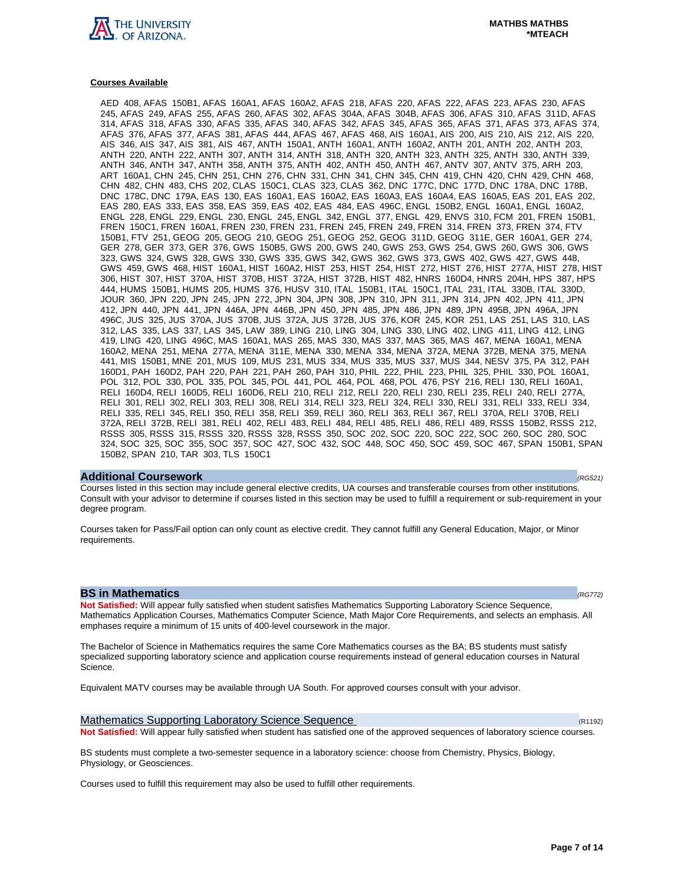#### Courses Available

AED 408, AFAS 150B1, AFAS 160A1, AFAS 160A2, AFAS 218, AFAS 220, AFAS 222, AFAS 223, AFAS 230, AFAS 245, AFAS 249, AFAS 255, AFAS 260, AFAS 302, AFAS 304A, AFAS 304B, AFAS 306, AFAS 310, AFAS 311D, AFAS 314, AFAS 318, AFAS 330, AFAS 335, AFAS 340, AFAS 342, AFAS 345, AFAS 365, AFAS 371, AFAS 373, AFAS 374, AFAS 376, AFAS 377, AFAS 381, AFAS 444, AFAS 467, AFAS 468, AIS 160A1, AIS 200, AIS 210, AIS 212, AIS 220, AIS 346, AIS 347, AIS 381, AIS 467, ANTH 150A1, ANTH 160A1, ANTH 160A2, ANTH 201, ANTH 202, ANTH 203, ANTH 220, ANTH 222, ANTH 307, ANTH 314, ANTH 318, ANTH 320, ANTH 323, ANTH 325, ANTH 330, ANTH 339, ANTH 346, ANTH 347, ANTH 358, ANTH 375, ANTH 402, ANTH 450, ANTH 467, ANTV 307, ANTV 375, ARH 203, ART 160A1, CHN 245, CHN 251, CHN 276, CHN 331, CHN 341, CHN 345, CHN 419, CHN 420, CHN 429, CHN 468, CHN 482, CHN 483, CHS 202, CLAS 150C1, CLAS 323, CLAS 362, DNC 177C, DNC 177D, DNC 178A, DNC 178B, DNC 178C, DNC 179A, EAS 130, EAS 160A1, EAS 160A2, EAS 160A3, EAS 160A4, EAS 160A5, EAS 201, EAS 202, EAS 280, EAS 333, EAS 358, EAS 359, EAS 402, EAS 484, EAS 496C, ENGL 150B2, ENGL 160A1, ENGL 160A2, ENGL 228, ENGL 229, ENGL 230, ENGL 245, ENGL 342, ENGL 377, ENGL 429, ENVS 310, FCM 201, FREN 150B1, FREN 150C1, FREN 160A1, FREN 230, FREN 231, FREN 245, FREN 249, FREN 314, FREN 373, FREN 374, FTV 150B1, FTV 251, GEOG 205, GEOG 210, GEOG 251, GEOG 252, GEOG 311D, GEOG 311E, GER 160A1, GER 274, GER 278, GER 373, GER 376, GWS 150B5, GWS 200, GWS 240, GWS 253, GWS 254, GWS 260, GWS 306, GWS 323, GWS 324, GWS 328, GWS 330, GWS 335, GWS 342, GWS 362, GWS 373, GWS 402, GWS 427, GWS 448, GWS 459, GWS 468, HIST 160A1, HIST 160A2, HIST 253, HIST 254, HIST 272, HIST 276, HIST 277A, HIST 278, HIST 306, HIST 307, HIST 370A, HIST 370B, HIST 372A, HIST 372B, HIST 482, HNRS 160D4, HNRS 204H, HPS 387, HPS 444, HUMS 150B1, HUMS 205, HUMS 376, HUSV 310, ITAL 150B1, ITAL 150C1, ITAL 231, ITAL 330B, ITAL 330D, JOUR 360, JPN 220, JPN 245, JPN 272, JPN 304, JPN 308, JPN 310, JPN 311, JPN 314, JPN 402, JPN 411, JPN 412, JPN 440, JPN 441, JPN 446A, JPN 446B, JPN 450, JPN 485, JPN 486, JPN 489, JPN 495B, JPN 496A, JPN 496C, JUS 325, JUS 370A, JUS 370B, JUS 372A, JUS 372B, JUS 376, KOR 245, KOR 251, LAS 251, LAS 310, LAS 312, LAS 335, LAS 337, LAS 345, LAW 389, LING 210, LING 304, LING 330, LING 402, LING 411, LING 412, LING 419, LING 420, LING 496C, MAS 160A1, MAS 265, MAS 330, MAS 337, MAS 365, MAS 467, MENA 160A1, MENA 160A2, MENA 251, MENA 277A, MENA 311E, MENA 330, MENA 334, MENA 372A, MENA 372B, MENA 375, MENA 441, MIS 150B1, MNE 201, MUS 109, MUS 231, MUS 334, MUS 335, MUS 337, MUS 344, NESV 375, PA 312, PAH 160D1, PAH 160D2, PAH 220, PAH 221, PAH 260, PAH 310, PHIL 222, PHIL 223, PHIL 325, PHIL 330, POL 160A1, POL 312, POL 330, POL 335, POL 345, POL 441, POL 464, POL 468, POL 476, PSY 216, RELI 130, RELI 160A1, RELI 160D4, RELI 160D5, RELI 160D6, RELI 210, RELI 212, RELI 220, RELI 230, RELI 235, RELI 240, RELI 277A, RELI 301, RELI 302, RELI 303, RELI 308, RELI 314, RELI 323, RELI 324, RELI 330, RELI 331, RELI 333, RELI 334, RELI 335, RELI 345, RELI 350, RELI 358, RELI 359, RELI 360, RELI 363, RELI 367, RELI 370A, RELI 370B, RELI 372A, RELI 372B, RELI 381, RELI 402, RELI 483, RELI 484, RELI 485, RELI 486, RELI 489, RSSS 150B2, RSSS 212, RSSS 305, RSSS 315, RSSS 320, RSSS 328, RSSS 350, SOC 202, SOC 220, SOC 222, SOC 260, SOC 280, SOC 324, SOC 325, SOC 355, SOC 357, SOC 427, SOC 432, SOC 448, SOC 450, SOC 459, SOC 467, SPAN 150B1, SPAN 150B2, SPAN 210, TAR 303, TLS 150C1

## Additional Coursework *(RG521)*

Courses listed in this section may include general elective credits, UA courses and transferable courses from other institutions. Consult with your advisor to determine if courses listed in this section may be used to fulfill a requirement or sub-requirement in your degree program.

Courses taken for Pass/Fail option can only count as elective credit. They cannot fulfill any General Education, Major, or Minor requirements.

## BS in Mathematics *(RG772)*

**Not Satisfied:** Will appear fully satisfied when student satisfies Mathematics Supporting Laboratory Science Sequence, Mathematics Application Courses, Mathematics Computer Science, Math Major Core Requirements, and selects an emphasis. All emphases require a minimum of 15 units of 400-level coursework in the major.

The Bachelor of Science in Mathematics requires the same Core Mathematics courses as the BA; BS students must satisfy specialized supporting laboratory science and application course requirements instead of general education courses in Natural Science.

Equivalent MATV courses may be available through UA South. For approved courses consult with your advisor.

### Mathematics Supporting Laboratory Science Sequence (R1192)

**Not Satisfied:** Will appear fully satisfied when student has satisfied one of the approved sequences of laboratory science courses.

BS students must complete a two-semester sequence in a laboratory science: choose from Chemistry, Physics, Biology, Physiology, or Geosciences.

Courses used to fulfill this requirement may also be used to fulfill other requirements.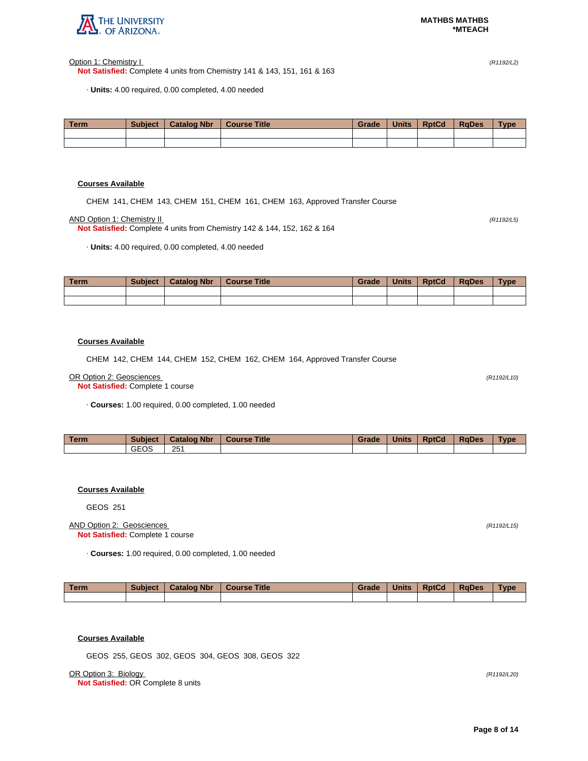Option 1: Chemistry I *(R1192/L2)*

**Not Satisfied:** Complete 4 units from Chemistry 141 & 143, 151, 161 & 163

· **Units:** 4.00 required, 0.00 completed, 4.00 needed

| Term | Subject | Catalog Nbr | Course Title | Grade | Units | RptCd | RqDes | Type |
|---|---|---|---|---|---|---|---|---|
| | | | | | | | | |
| | | | | | | | | |

**Courses Available**

CHEM 141, CHEM 143, CHEM 151, CHEM 161, CHEM 163, Approved Transfer Course

AND Option 1: Chemistry II *(R1192/L5)*

**Not Satisfied:** Complete 4 units from Chemistry 142 & 144, 152, 162 & 164

· **Units:** 4.00 required, 0.00 completed, 4.00 needed

| Term | Subject | Catalog Nbr | Course Title | Grade | Units | RptCd | RqDes | Type |
|---|---|---|---|---|---|---|---|---|
| | | | | | | | | |
| | | | | | | | | |

**Courses Available**

CHEM 142, CHEM 144, CHEM 152, CHEM 162, CHEM 164, Approved Transfer Course

OR Option 2: Geosciences *(R1192/L10)*

**Not Satisfied:** Complete 1 course

· **Courses:** 1.00 required, 0.00 completed, 1.00 needed

| Term | Subject | Catalog Nbr | Course Title | Grade | Units | RptCd | RqDes | Type |
|---|---|---|---|---|---|---|---|---|
| | GEOS | 251 | | | | | | |

**Courses Available**

GEOS 251

AND Option 2: Geosciences *(R1192/L15)*

**Not Satisfied:** Complete 1 course

· **Courses:** 1.00 required, 0.00 completed, 1.00 needed

| Term | Subject | Catalog Nbr | Course Title | Grade | Units | RptCd | RqDes | Type |
|---|---|---|---|---|---|---|---|---|
| | | | | | | | | |

**Courses Available**

GEOS 255, GEOS 302, GEOS 304, GEOS 308, GEOS 322

OR Option 3: Biology *(R1192/L20)*

**Not Satisfied:** OR Complete 8 units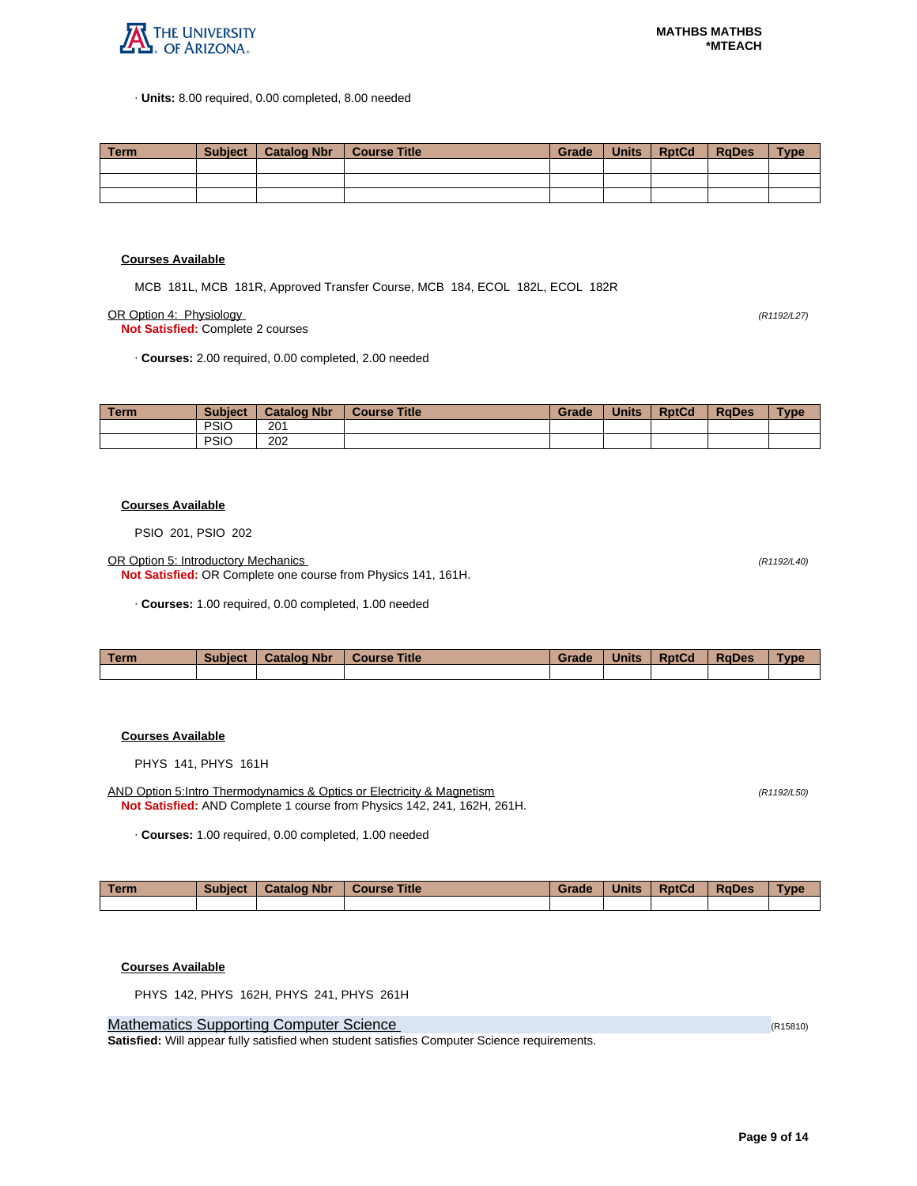· **Units:** 8.00 required, 0.00 completed, 8.00 needed

| Term | Subject | Catalog Nbr | Course Title | Grade | Units | RptCd | RqDes | Type |
|---|---|---|---|---|---|---|---|---|
| | | | | | | | | |
| | | | | | | | | |
| | | | | | | | | |

**Courses Available**

MCB 181L, MCB 181R, Approved Transfer Course, MCB 184, ECOL 182L, ECOL 182R

OR Option 4: Physiology *(R1192/L27)*
**Not Satisfied:** Complete 2 courses

· **Courses:** 2.00 required, 0.00 completed, 2.00 needed

| Term | Subject | Catalog Nbr | Course Title | Grade | Units | RptCd | RqDes | Type |
|---|---|---|---|---|---|---|---|---|
| | PSIO | 201 | | | | | | |
| | PSIO | 202 | | | | | | |

**Courses Available**

PSIO 201, PSIO 202

OR Option 5: Introductory Mechanics *(R1192/L40)*
**Not Satisfied:** OR Complete one course from Physics 141, 161H.

· **Courses:** 1.00 required, 0.00 completed, 1.00 needed

| Term | Subject | Catalog Nbr | Course Title | Grade | Units | RptCd | RqDes | Type |
|---|---|---|---|---|---|---|---|---|
| | | | | | | | | |

**Courses Available**

PHYS 141, PHYS 161H

AND Option 5:Intro Thermodynamics & Optics or Electricity & Magnetism *(R1192/L50)*
**Not Satisfied:** AND Complete 1 course from Physics 142, 241, 162H, 261H.

· **Courses:** 1.00 required, 0.00 completed, 1.00 needed

| Term | Subject | Catalog Nbr | Course Title | Grade | Units | RptCd | RqDes | Type |
|---|---|---|---|---|---|---|---|---|
| | | | | | | | | |

**Courses Available**

PHYS 142, PHYS 162H, PHYS 241, PHYS 261H

## Mathematics Supporting Computer Science (R15810)

**Satisfied:** Will appear fully satisfied when student satisfies Computer Science requirements.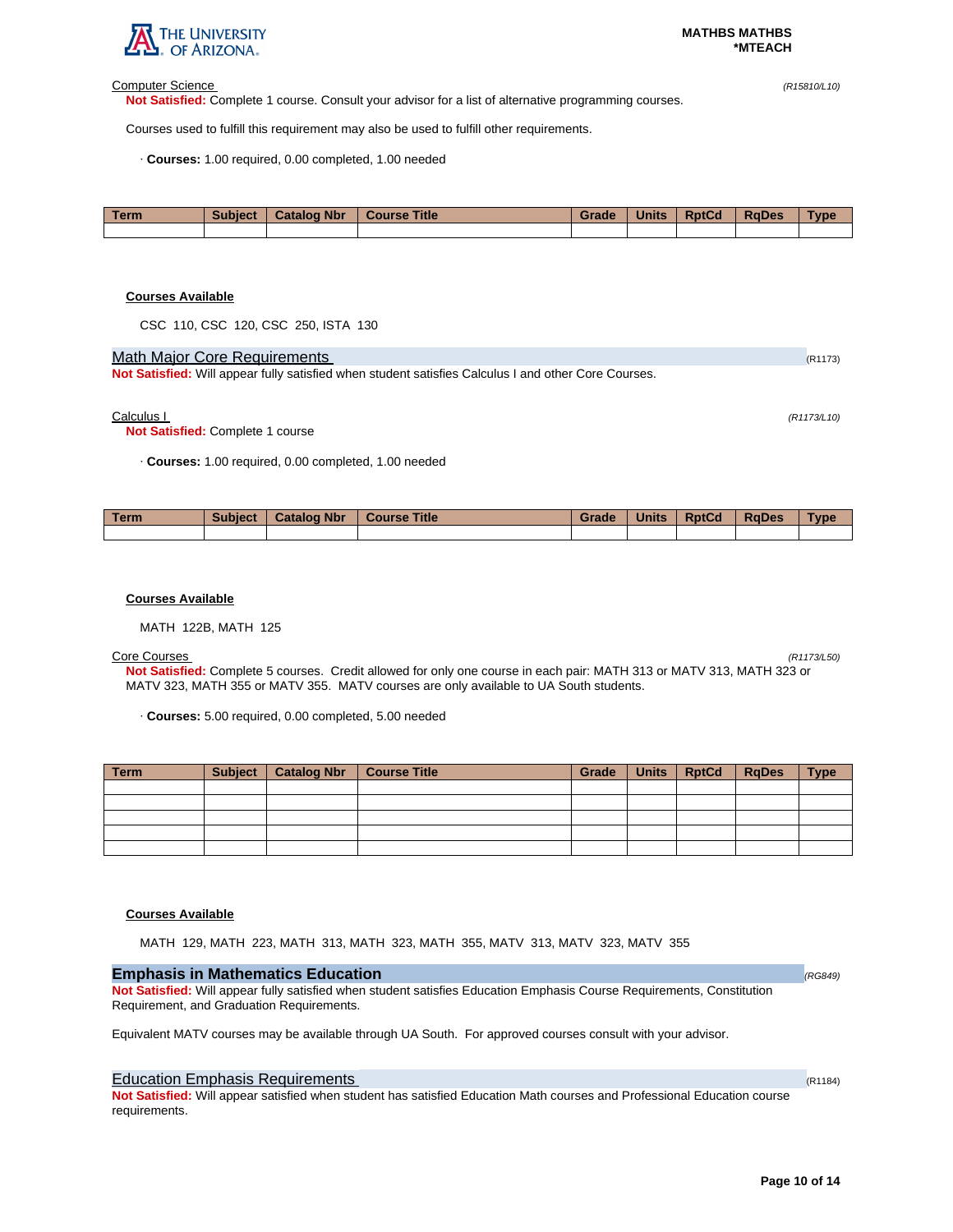Computer Science *(R15810/L10)*

**Not Satisfied:** Complete 1 course. Consult your advisor for a list of alternative programming courses.

Courses used to fulfill this requirement may also be used to fulfill other requirements.

· **Courses:** 1.00 required, 0.00 completed, 1.00 needed

| Term | Subject | Catalog Nbr | Course Title | Grade | Units | RptCd | RqDes | Type |
|---|---|---|---|---|---|---|---|---|
| | | | | | | | | |

**Courses Available**

CSC 110, CSC 120, CSC 250, ISTA 130

## Math Major Core Requirements (R1173)

**Not Satisfied:** Will appear fully satisfied when student satisfies Calculus I and other Core Courses.

Calculus I *(R1173/L10)*

**Not Satisfied:** Complete 1 course

· **Courses:** 1.00 required, 0.00 completed, 1.00 needed

| Term | Subject | Catalog Nbr | Course Title | Grade | Units | RptCd | RqDes | Type |
|---|---|---|---|---|---|---|---|---|
| | | | | | | | | |

**Courses Available**

MATH 122B, MATH 125

Core Courses *(R1173/L50)*

**Not Satisfied:** Complete 5 courses. Credit allowed for only one course in each pair: MATH 313 or MATV 313, MATH 323 or MATV 323, MATH 355 or MATV 355. MATV courses are only available to UA South students.

· **Courses:** 5.00 required, 0.00 completed, 5.00 needed

| Term | Subject | Catalog Nbr | Course Title | Grade | Units | RptCd | RqDes | Type |
|---|---|---|---|---|---|---|---|---|
| | | | | | | | | |
| | | | | | | | | |
| | | | | | | | | |
| | | | | | | | | |
| | | | | | | | | |

**Courses Available**

MATH 129, MATH 223, MATH 313, MATH 323, MATH 355, MATV 313, MATV 323, MATV 355

# Emphasis in Mathematics Education *(RG849)*

**Not Satisfied:** Will appear fully satisfied when student satisfies Education Emphasis Course Requirements, Constitution Requirement, and Graduation Requirements.

Equivalent MATV courses may be available through UA South. For approved courses consult with your advisor.

## Education Emphasis Requirements (R1184)

**Not Satisfied:** Will appear satisfied when student has satisfied Education Math courses and Professional Education course requirements.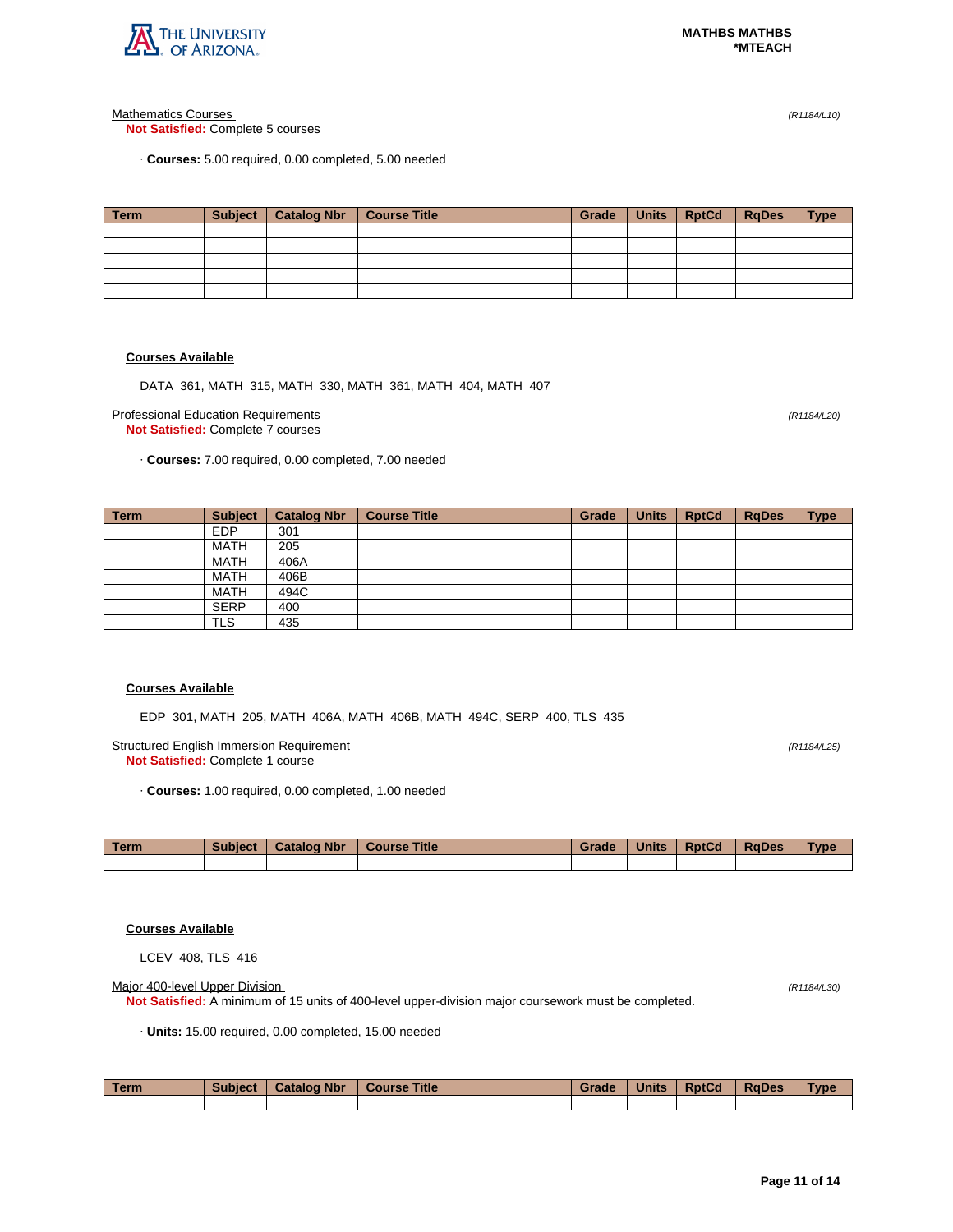Mathematics Courses *(R1184/L10)*

**Not Satisfied:** Complete 5 courses

· **Courses:** 5.00 required, 0.00 completed, 5.00 needed

| Term | Subject | Catalog Nbr | Course Title | Grade | Units | RptCd | RqDes | Type |
|---|---|---|---|---|---|---|---|---|
| | | | | | | | | |
| | | | | | | | | |
| | | | | | | | | |
| | | | | | | | | |
| | | | | | | | | |

**Courses Available**

DATA 361, MATH 315, MATH 330, MATH 361, MATH 404, MATH 407

Professional Education Requirements *(R1184/L20)*

**Not Satisfied:** Complete 7 courses

· **Courses:** 7.00 required, 0.00 completed, 7.00 needed

| Term | Subject | Catalog Nbr | Course Title | Grade | Units | RptCd | RqDes | Type |
|---|---|---|---|---|---|---|---|---|
| | EDP | 301 | | | | | | |
| | MATH | 205 | | | | | | |
| | MATH | 406A | | | | | | |
| | MATH | 406B | | | | | | |
| | MATH | 494C | | | | | | |
| | SERP | 400 | | | | | | |
| | TLS | 435 | | | | | | |

**Courses Available**

EDP 301, MATH 205, MATH 406A, MATH 406B, MATH 494C, SERP 400, TLS 435

Structured English Immersion Requirement *(R1184/L25)*

**Not Satisfied:** Complete 1 course

· **Courses:** 1.00 required, 0.00 completed, 1.00 needed

| Term | Subject | Catalog Nbr | Course Title | Grade | Units | RptCd | RqDes | Type |
|---|---|---|---|---|---|---|---|---|
| | | | | | | | | |

**Courses Available**

LCEV 408, TLS 416

Major 400-level Upper Division *(R1184/L30)*

**Not Satisfied:** A minimum of 15 units of 400-level upper-division major coursework must be completed.

· **Units:** 15.00 required, 0.00 completed, 15.00 needed

| Term | Subject | Catalog Nbr | Course Title | Grade | Units | RptCd | RqDes | Type |
|---|---|---|---|---|---|---|---|---|
| | | | | | | | | |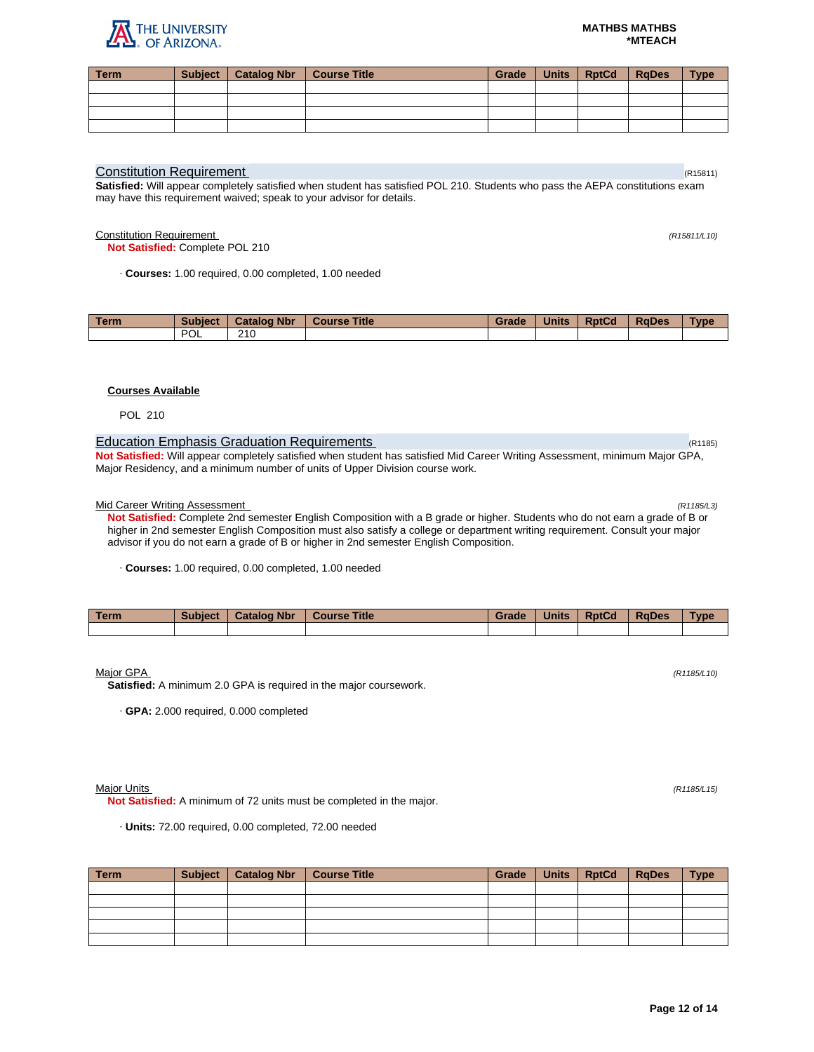| Term | Subject | Catalog Nbr | Course Title | Grade | Units | RptCd | RqDes | Type |
|---|---|---|---|---|---|---|---|---|
| | | | | | | | | |
| | | | | | | | | |
| | | | | | | | | |
| | | | | | | | | |

## Constitution Requirement

(R15811)

**Satisfied:** Will appear completely satisfied when student has satisfied POL 210. Students who pass the AEPA constitutions exam may have this requirement waived; speak to your advisor for details.

### Constitution Requirement

*(R15811/L10)*

**Not Satisfied:** Complete POL 210

· **Courses:** 1.00 required, 0.00 completed, 1.00 needed

| Term | Subject | Catalog Nbr | Course Title | Grade | Units | RptCd | RqDes | Type |
|---|---|---|---|---|---|---|---|---|
| | POL | 210 | | | | | | |

**Courses Available**

POL 210

## Education Emphasis Graduation Requirements

(R1185)

**Not Satisfied:** Will appear completely satisfied when student has satisfied Mid Career Writing Assessment, minimum Major GPA, Major Residency, and a minimum number of units of Upper Division course work.

### Mid Career Writing Assessment

*(R1185/L3)*

**Not Satisfied:** Complete 2nd semester English Composition with a B grade or higher. Students who do not earn a grade of B or higher in 2nd semester English Composition must also satisfy a college or department writing requirement. Consult your major advisor if you do not earn a grade of B or higher in 2nd semester English Composition.

· **Courses:** 1.00 required, 0.00 completed, 1.00 needed

| Term | Subject | Catalog Nbr | Course Title | Grade | Units | RptCd | RqDes | Type |
|---|---|---|---|---|---|---|---|---|
| | | | | | | | | |

### Major GPA

*(R1185/L10)*

**Satisfied:** A minimum 2.0 GPA is required in the major coursework.

· **GPA:** 2.000 required, 0.000 completed

### Major Units

*(R1185/L15)*

**Not Satisfied:** A minimum of 72 units must be completed in the major.

· **Units:** 72.00 required, 0.00 completed, 72.00 needed

| Term | Subject | Catalog Nbr | Course Title | Grade | Units | RptCd | RqDes | Type |
|---|---|---|---|---|---|---|---|---|
| | | | | | | | | |
| | | | | | | | | |
| | | | | | | | | |
| | | | | | | | | |
| | | | | | | | | |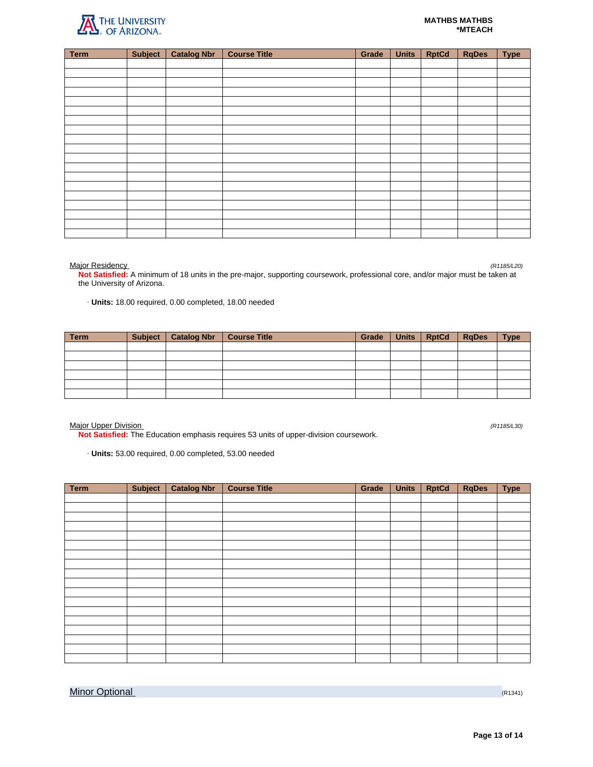| Term | Subject | Catalog Nbr | Course Title | Grade | Units | RptCd | RqDes | Type |
|---|---|---|---|---|---|---|---|---|
| | | | | | | | | |
| | | | | | | | | |
| | | | | | | | | |
| | | | | | | | | |
| | | | | | | | | |
| | | | | | | | | |
| | | | | | | | | |
| | | | | | | | | |
| | | | | | | | | |
| | | | | | | | | |
| | | | | | | | | |
| | | | | | | | | |
| | | | | | | | | |
| | | | | | | | | |
| | | | | | | | | |
| | | | | | | | | |
| | | | | | | | | |
| | | | | | | | | |
| | | | | | | | | |

Major Residency *(R1185/L20)*

**Not Satisfied:** A minimum of 18 units in the pre-major, supporting coursework, professional core, and/or major must be taken at the University of Arizona.

· **Units:** 18.00 required, 0.00 completed, 18.00 needed

| Term | Subject | Catalog Nbr | Course Title | Grade | Units | RptCd | RqDes | Type |
|---|---|---|---|---|---|---|---|---|
| | | | | | | | | |
| | | | | | | | | |
| | | | | | | | | |
| | | | | | | | | |
| | | | | | | | | |
| | | | | | | | | |

Major Upper Division *(R1185/L30)*

**Not Satisfied:** The Education emphasis requires 53 units of upper-division coursework.

· **Units:** 53.00 required, 0.00 completed, 53.00 needed

| Term | Subject | Catalog Nbr | Course Title | Grade | Units | RptCd | RqDes | Type |
|---|---|---|---|---|---|---|---|---|
| | | | | | | | | |
| | | | | | | | | |
| | | | | | | | | |
| | | | | | | | | |
| | | | | | | | | |
| | | | | | | | | |
| | | | | | | | | |
| | | | | | | | | |
| | | | | | | | | |
| | | | | | | | | |
| | | | | | | | | |
| | | | | | | | | |
| | | | | | | | | |
| | | | | | | | | |
| | | | | | | | | |
| | | | | | | | | |
| | | | | | | | | |
| | | | | | | | | |

## Minor Optional (R1341)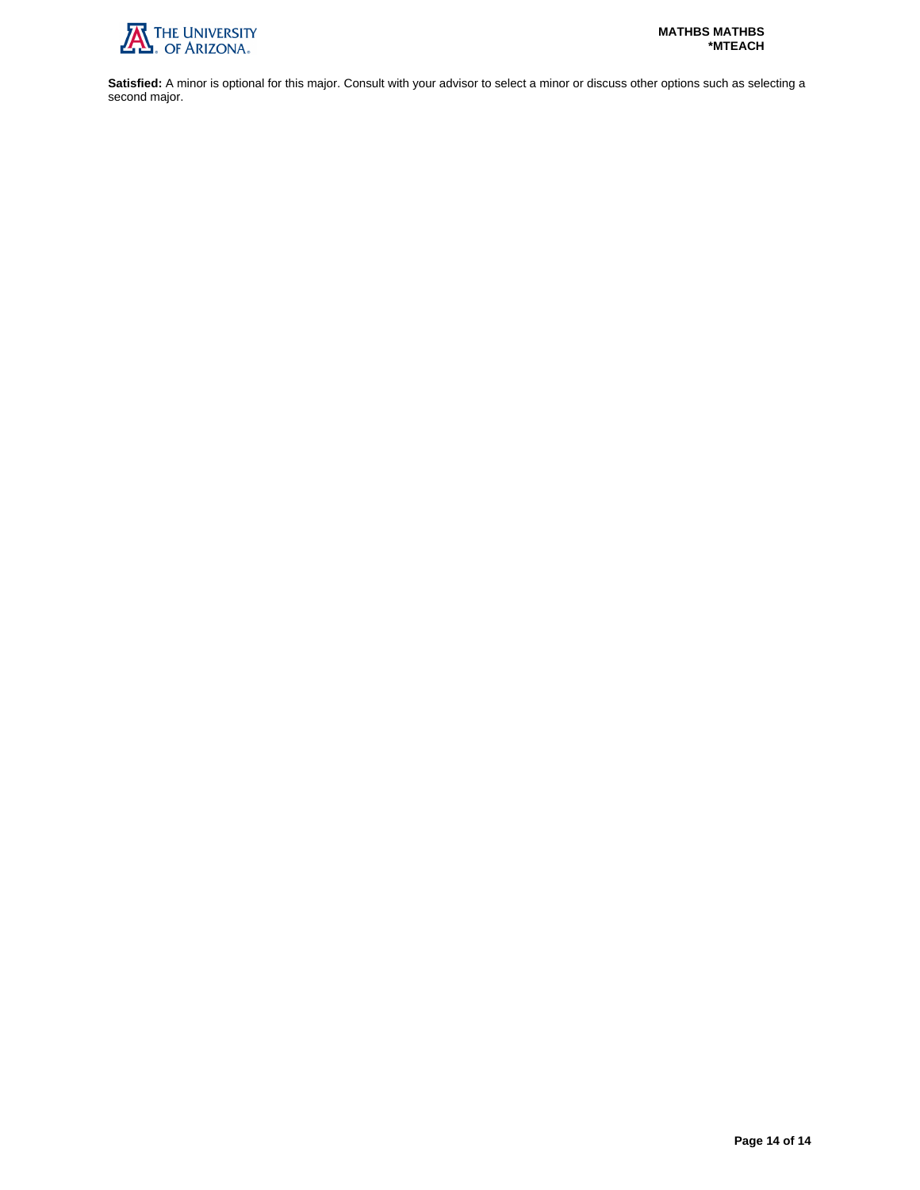**Satisfied:** A minor is optional for this major. Consult with your advisor to select a minor or discuss other options such as selecting a second major.